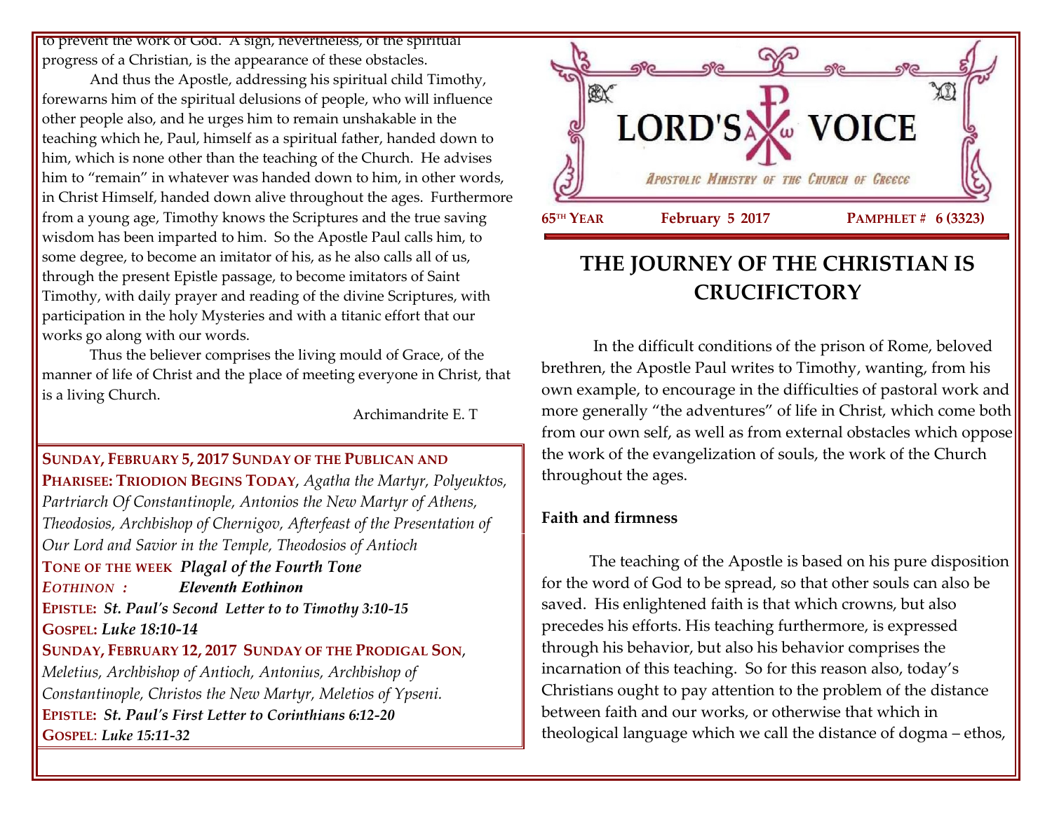to prevent the work of God. A sign, nevertheless, of the spiritual progress of a Christian, is the appearance of these obstacles.

And thus the Apostle, addressing his spiritual child Timothy, forewarns him of the spiritual delusions of people, who will influence other people also, and he urges him to remain unshakable in the teaching which he, Paul, himself as a spiritual father, handed down to him, which is none other than the teaching of the Church. He advises him to "remain" in whatever was handed down to him, in other words, in Christ Himself, handed down alive throughout the ages. Furthermore from a young age, Timothy knows the Scriptures and the true saving wisdom has been imparted to him. So the Apostle Paul calls him, to some degree, to become an imitator of his, as he also calls all of us, through the present Epistle passage, to become imitators of Saint Timothy, with daily prayer and reading of the divine Scriptures, with participation in the holy Mysteries and with a titanic effort that our works go along with our words.

Thus the believer comprises the living mould of Grace, of the manner of life of Christ and the place of meeting everyone in Christ, that is a living Church.

Archimandrite E. T

**SUNDAY, FEBRUARY 5, 2017 SUNDAY OF THE PUBLICAN AND PHARISEE: TRIODION BEGINS TODAY**, *Agatha the Martyr, Polyeuktos, Partriarch Of Constantinople, Antonios the New Martyr of Athens, Theodosios, Archbishop of Chernigov, Afterfeast of the Presentation of Our Lord and Savior in the Temple, Theodosios of Antioch*

**TONE OF THE WEEK** ***Plagal of the Fourth Tone***

***EOTHINON :*** ***Eleventh Eothinon***

**EPISTLE:** ***St. Paul's Second Letter to to Timothy 3:10-15***

**GOSPEL:** ***Luke 18:10-14***

**SUNDAY, FEBRUARY 12, 2017 SUNDAY OF THE PRODIGAL SON**, *Meletius, Archbishop of Antioch, Antonius, Archbishop of Constantinople, Christos the New Martyr, Meletios of Ypseni.*

**EPISTLE:** ***St. Paul's First Letter to Corinthians 6:12-20***

**GOSPEL**: ***Luke 15:11-32***

# LORD'S VOICE

*APOSTOLIC MINISTRY OF THE CHURCH OF GREECE*

**65TH YEAR** **February 5 2017** **PAMPHLET # 6 (3323)**

## THE JOURNEY OF THE CHRISTIAN IS CRUCIFICTORY

In the difficult conditions of the prison of Rome, beloved brethren, the Apostle Paul writes to Timothy, wanting, from his own example, to encourage in the difficulties of pastoral work and more generally "the adventures" of life in Christ, which come both from our own self, as well as from external obstacles which oppose the work of the evangelization of souls, the work of the Church throughout the ages.

### Faith and firmness

The teaching of the Apostle is based on his pure disposition for the word of God to be spread, so that other souls can also be saved. His enlightened faith is that which crowns, but also precedes his efforts. His teaching furthermore, is expressed through his behavior, but also his behavior comprises the incarnation of this teaching. So for this reason also, today's Christians ought to pay attention to the problem of the distance between faith and our works, or otherwise that which in theological language which we call the distance of dogma – ethos,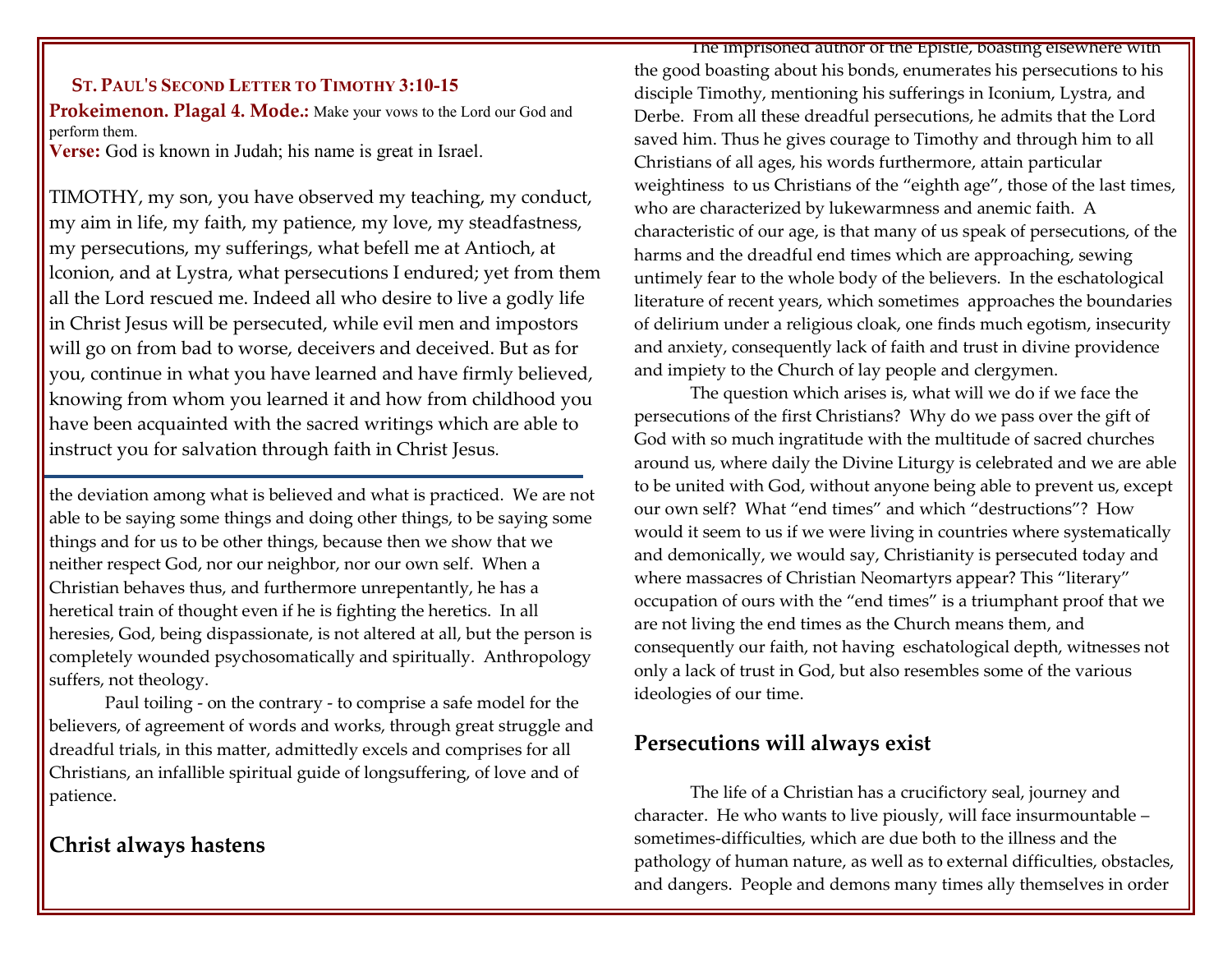### St. Paul's Second Letter to Timothy 3:10-15

**Prokeimenon. Plagal 4. Mode.:** Make your vows to the Lord our God and perform them.

**Verse:** God is known in Judah; his name is great in Israel.

TIMOTHY, my son, you have observed my teaching, my conduct, my aim in life, my faith, my patience, my love, my steadfastness, my persecutions, my sufferings, what befell me at Antioch, at lconion, and at Lystra, what persecutions I endured; yet from them all the Lord rescued me. Indeed all who desire to live a godly life in Christ Jesus will be persecuted, while evil men and impostors will go on from bad to worse, deceivers and deceived. But as for you, continue in what you have learned and have firmly believed, knowing from whom you learned it and how from childhood you have been acquainted with the sacred writings which are able to instruct you for salvation through faith in Christ Jesus.

---

the deviation among what is believed and what is practiced. We are not able to be saying some things and doing other things, to be saying some things and for us to be other things, because then we show that we neither respect God, nor our neighbor, nor our own self. When a Christian behaves thus, and furthermore unrepentantly, he has a heretical train of thought even if he is fighting the heretics. In all heresies, God, being dispassionate, is not altered at all, but the person is completely wounded psychosomatically and spiritually. Anthropology suffers, not theology.

Paul toiling - on the contrary - to comprise a safe model for the believers, of agreement of words and works, through great struggle and dreadful trials, in this matter, admittedly excels and comprises for all Christians, an infallible spiritual guide of longsuffering, of love and of patience.

## Christ always hastens

The imprisoned author of the Epistle, boasting elsewhere with the good boasting about his bonds, enumerates his persecutions to his disciple Timothy, mentioning his sufferings in Iconium, Lystra, and Derbe. From all these dreadful persecutions, he admits that the Lord saved him. Thus he gives courage to Timothy and through him to all Christians of all ages, his words furthermore, attain particular weightiness to us Christians of the "eighth age", those of the last times, who are characterized by lukewarmness and anemic faith. A characteristic of our age, is that many of us speak of persecutions, of the harms and the dreadful end times which are approaching, sewing untimely fear to the whole body of the believers. In the eschatological literature of recent years, which sometimes approaches the boundaries of delirium under a religious cloak, one finds much egotism, insecurity and anxiety, consequently lack of faith and trust in divine providence and impiety to the Church of lay people and clergymen.

The question which arises is, what will we do if we face the persecutions of the first Christians? Why do we pass over the gift of God with so much ingratitude with the multitude of sacred churches around us, where daily the Divine Liturgy is celebrated and we are able to be united with God, without anyone being able to prevent us, except our own self? What "end times" and which "destructions"? How would it seem to us if we were living in countries where systematically and demonically, we would say, Christianity is persecuted today and where massacres of Christian Neomartyrs appear? This "literary" occupation of ours with the "end times" is a triumphant proof that we are not living the end times as the Church means them, and consequently our faith, not having eschatological depth, witnesses not only a lack of trust in God, but also resembles some of the various ideologies of our time.

## Persecutions will always exist

The life of a Christian has a crucifictory seal, journey and character. He who wants to live piously, will face insurmountable – sometimes-difficulties, which are due both to the illness and the pathology of human nature, as well as to external difficulties, obstacles, and dangers. People and demons many times ally themselves in order